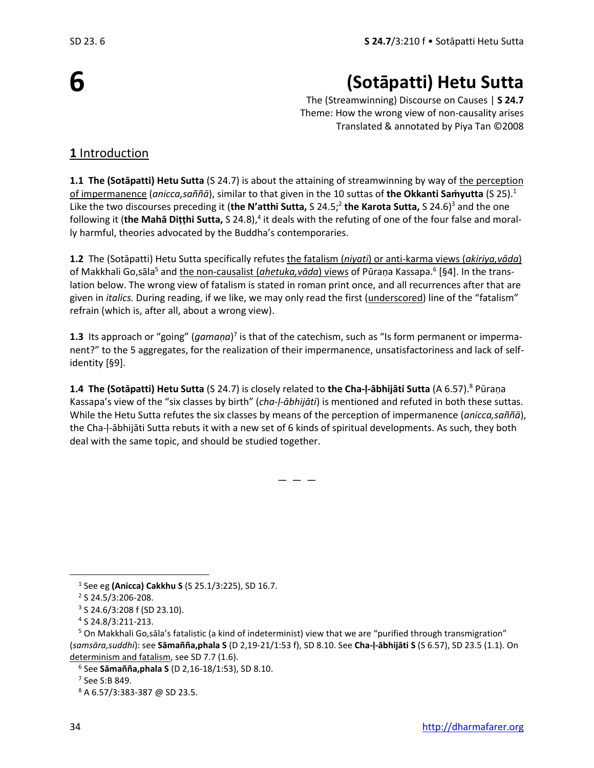# 6

# (Sotāpatti) Hetu Sutta

The (Streamwinning) Discourse on Causes | **S 24.7**
Theme: How the wrong view of non-causality arises
Translated & annotated by Piya Tan ©2008

## **1** Introduction

**1.1 The (Sotāpatti) Hetu Sutta** (S 24.7) is about the attaining of streamwinning by way of the perception of impermanence (*anicca,saññā*), similar to that given in the 10 suttas of **the Okkanti Saṁyutta** (S 25).[1] Like the two discourses preceding it (**the N'atthi Sutta,** S 24.5;[2] **the Karota Sutta,** S 24.6)[3] and the one following it (**the Mahā Diṭṭhi Sutta,** S 24.8),[4] it deals with the refuting of one of the four false and morally harmful, theories advocated by the Buddha's contemporaries.

**1.2** The (Sotāpatti) Hetu Sutta specifically refutes the fatalism (*niyati*) or anti-karma views (*akiriya,vāda*) of Makkhali Go,sāla[5] and the non-causalist (*ahetuka,vāda*) views of Pūraṇa Kassapa.[6] [§4]. In the translation below. The wrong view of fatalism is stated in roman print once, and all recurrences after that are given in *italics.* During reading, if we like, we may only read the first (underscored) line of the "fatalism" refrain (which is, after all, about a wrong view).

**1.3** Its approach or "going" (*gamaṇa*)[7] is that of the catechism, such as "Is form permanent or impermanent?" to the 5 aggregates, for the realization of their impermanence, unsatisfactoriness and lack of self-identity [§9].

**1.4 The (Sotāpatti) Hetu Sutta** (S 24.7) is closely related to **the Cha-ḷ-ābhijāti Sutta** (A 6.57).[8] Pūraṇa Kassapa's view of the "six classes by birth" (*cha-ḷ-ābhijāti*) is mentioned and refuted in both these suttas. While the Hetu Sutta refutes the six classes by means of the perception of impermanence (*anicca,saññā*), the Cha-ḷ-ābhijāti Sutta rebuts it with a new set of 6 kinds of spiritual developments. As such, they both deal with the same topic, and should be studied together.

— — —

[1] See eg **(Anicca) Cakkhu S** (S 25.1/3:225), SD 16.7.

[2] S 24.5/3:206-208.

[3] S 24.6/3:208 f (SD 23.10).

[4] S 24.8/3:211-213.

[5] On Makkhali Go,sāla's fatalistic (a kind of indeterminist) view that we are "purified through transmigration" (*samsāra,suddhi*): see **Sāmañña,phala S** (D 2,19-21/1:53 f), SD 8.10. See **Cha-ḷ-ābhijāti S** (S 6.57), SD 23.5 (1.1). On determinism and fatalism, see SD 7.7 (1.6).

[6] See **Sāmañña,phala S** (D 2,16-18/1:53), SD 8.10.

[7] See S:B 849.

[8] A 6.57/3:383-387 @ SD 23.5.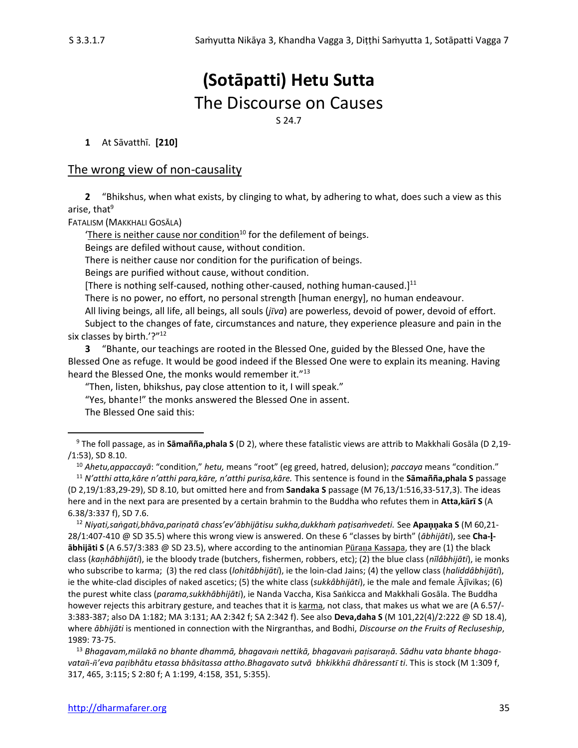# (Sotāpatti) Hetu Sutta

## The Discourse on Causes

S 24.7

**1** At Sāvatthī. **[210]**

### The wrong view of non-causality

**2** "Bhikshus, when what exists, by clinging to what, by adhering to what, does such a view as this arise, that[9]

FATALISM (MAKKHALI GOSĀLA)

'There is neither cause nor condition[10] for the defilement of beings.

Beings are defiled without cause, without condition.

There is neither cause nor condition for the purification of beings.

Beings are purified without cause, without condition.

[There is nothing self-caused, nothing other-caused, nothing human-caused.][11]

There is no power, no effort, no personal strength [human energy], no human endeavour.

All living beings, all life, all beings, all souls (*jīva*) are powerless, devoid of power, devoid of effort.

Subject to the changes of fate, circumstances and nature, they experience pleasure and pain in the six classes by birth.'?"[12]

**3** "Bhante, our teachings are rooted in the Blessed One, guided by the Blessed One, have the Blessed One as refuge. It would be good indeed if the Blessed One were to explain its meaning. Having heard the Blessed One, the monks would remember it."[13]

"Then, listen, bhikshus, pay close attention to it, I will speak."

"Yes, bhante!" the monks answered the Blessed One in assent.

The Blessed One said this:

---

[9] The foll passage, as in **Sāmañña,phala S** (D 2), where these fatalistic views are attrib to Makkhali Gosāla (D 2,19-/1:53), SD 8.10.

[10] *Ahetu,appaccayā*: "condition," *hetu,* means "root" (eg greed, hatred, delusion); *paccaya* means "condition."

[11] *N'atthi atta,kāre n'atthi para,kāre, n'atthi purisa,kāre.* This sentence is found in the **Sāmañña,phala S** passage (D 2,19/1:83,29-29), SD 8.10, but omitted here and from **Sandaka S** passage (M 76,13/1:516,33-517,3). The ideas here and in the next para are presented by a certain brahmin to the Buddha who refutes them in **Atta,kārī S** (A 6.38/3:337 f), SD 7.6.

[12] *Niyati,saṅgati,bhāva,pariṇatā chass'ev'ābhijātisu sukha,dukkhaṁ paṭisaṁvedeti.* See **Apaṇṇaka S** (M 60,21-28/1:407-410 @ SD 35.5) where this wrong view is answered. On these 6 "classes by birth" (*ābhijāti*), see **Cha-ḷ-ābhijāti S** (A 6.57/3:383 @ SD 23.5), where according to the antinomian Pūraṇa Kassapa, they are (1) the black class (*kaṇhābhijāti*), ie the bloody trade (butchers, fishermen, robbers, etc); (2) the blue class (*nīlâbhijāti*), ie monks who subscribe to karma; (3) the red class (*lohitâbhijāti*), ie the loin-clad Jains; (4) the yellow class (*haliddâbhijāti*), ie the white-clad disciples of naked ascetics; (5) the white class (*sukkâbhijāti*), ie the male and female Ājīvikas; (6) the purest white class (*parama,sukkhābhijāti*), ie Nanda Vaccha, Kisa Saṅkicca and Makkhali Gosāla. The Buddha however rejects this arbitrary gesture, and teaches that it is karma, not class, that makes us what we are (A 6.57/-3:383-387; also DA 1:182; MA 3:131; AA 2:342 f; SA 2:342 f). See also **Deva,daha S** (M 101,22(4)/2:222 @ SD 18.4), where *ābhijāti* is mentioned in connection with the Nirgranthas, and Bodhi, *Discourse on the Fruits of Recluseship*, 1989: 73-75.

[13] *Bhagavam,mūlakā no bhante dhammā, bhagavaṁ nettikā, bhagavaṁ paṭisaraṇā. Sādhu vata bhante bhagavatañ-ñ'eva paṭibhātu etassa bhāsitassa attho.Bhagavato sutvā bhkikkhū dhāressantī ti*. This is stock (M 1:309 f, 317, 465, 3:115; S 2:80 f; A 1:199, 4:158, 351, 5:355).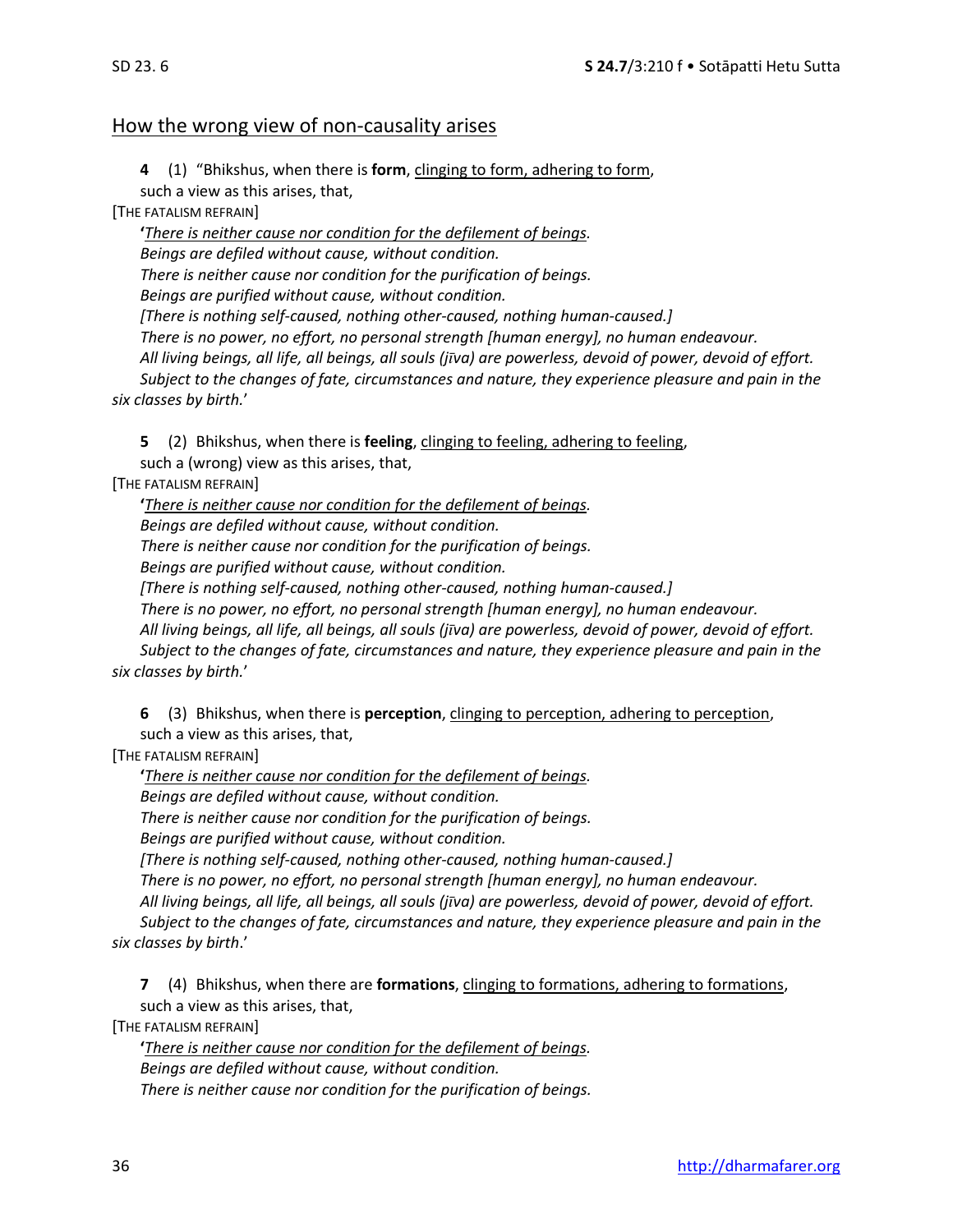## How the wrong view of non-causality arises

**4** (1) "Bhikshus, when there is **form**, clinging to form, adhering to form,
such a view as this arises, that,

[THE FATALISM REFRAIN]

**'***There is neither cause nor condition for the defilement of beings.*
*Beings are defiled without cause, without condition.*
*There is neither cause nor condition for the purification of beings.*
*Beings are purified without cause, without condition.*
*[There is nothing self-caused, nothing other-caused, nothing human-caused.]*
*There is no power, no effort, no personal strength [human energy], no human endeavour.*
*All living beings, all life, all beings, all souls (jīva) are powerless, devoid of power, devoid of effort.*
*Subject to the changes of fate, circumstances and nature, they experience pleasure and pain in the six classes by birth.*'

**5** (2) Bhikshus, when there is **feeling**, clinging to feeling, adhering to feeling,
such a (wrong) view as this arises, that,

[THE FATALISM REFRAIN]

**'***There is neither cause nor condition for the defilement of beings.*
*Beings are defiled without cause, without condition.*
*There is neither cause nor condition for the purification of beings.*
*Beings are purified without cause, without condition.*
*[There is nothing self-caused, nothing other-caused, nothing human-caused.]*
*There is no power, no effort, no personal strength [human energy], no human endeavour.*
*All living beings, all life, all beings, all souls (jīva) are powerless, devoid of power, devoid of effort.*
*Subject to the changes of fate, circumstances and nature, they experience pleasure and pain in the six classes by birth.*'

**6** (3) Bhikshus, when there is **perception**, clinging to perception, adhering to perception,
such a view as this arises, that,

[THE FATALISM REFRAIN]

**'***There is neither cause nor condition for the defilement of beings.*
*Beings are defiled without cause, without condition.*
*There is neither cause nor condition for the purification of beings.*
*Beings are purified without cause, without condition.*
*[There is nothing self-caused, nothing other-caused, nothing human-caused.]*
*There is no power, no effort, no personal strength [human energy], no human endeavour.*
*All living beings, all life, all beings, all souls (jīva) are powerless, devoid of power, devoid of effort.*
*Subject to the changes of fate, circumstances and nature, they experience pleasure and pain in the six classes by birth*.'

**7** (4) Bhikshus, when there are **formations**, clinging to formations, adhering to formations,
such a view as this arises, that,

[THE FATALISM REFRAIN]

**'***There is neither cause nor condition for the defilement of beings.*
*Beings are defiled without cause, without condition.*
*There is neither cause nor condition for the purification of beings.*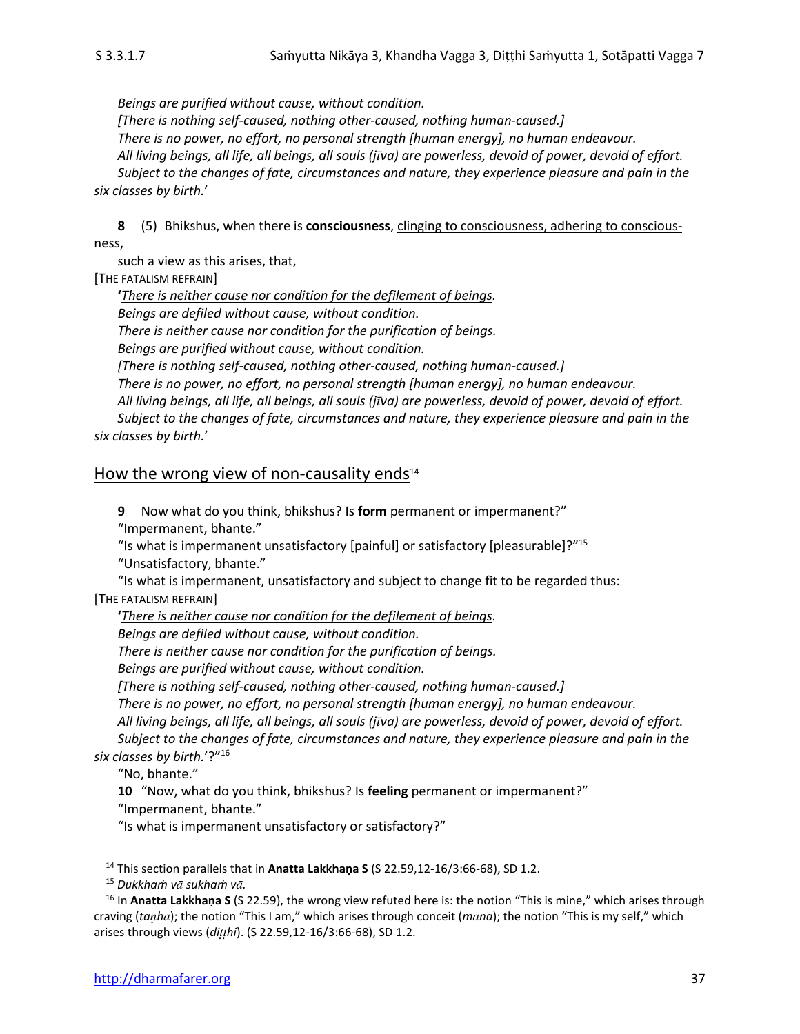*Beings are purified without cause, without condition.*

*[There is nothing self-caused, nothing other-caused, nothing human-caused.]*

*There is no power, no effort, no personal strength [human energy], no human endeavour.*

*All living beings, all life, all beings, all souls (jīva) are powerless, devoid of power, devoid of effort.*

*Subject to the changes of fate, circumstances and nature, they experience pleasure and pain in the six classes by birth.*'

**8** (5) Bhikshus, when there is **consciousness**, clinging to consciousness, adhering to consciousness,

such a view as this arises, that,

[THE FATALISM REFRAIN]

**'***There is neither cause nor condition for the defilement of beings.*

*Beings are defiled without cause, without condition.*

*There is neither cause nor condition for the purification of beings.*

*Beings are purified without cause, without condition.*

*[There is nothing self-caused, nothing other-caused, nothing human-caused.]*

*There is no power, no effort, no personal strength [human energy], no human endeavour.*

*All living beings, all life, all beings, all souls (jīva) are powerless, devoid of power, devoid of effort.*

*Subject to the changes of fate, circumstances and nature, they experience pleasure and pain in the six classes by birth.*'

## How the wrong view of non-causality ends[14]

**9** Now what do you think, bhikshus? Is **form** permanent or impermanent?"

"Impermanent, bhante."

"Is what is impermanent unsatisfactory [painful] or satisfactory [pleasurable]?"[15]

"Unsatisfactory, bhante."

"Is what is impermanent, unsatisfactory and subject to change fit to be regarded thus:

[THE FATALISM REFRAIN]

**'***There is neither cause nor condition for the defilement of beings.*

*Beings are defiled without cause, without condition.*

*There is neither cause nor condition for the purification of beings.*

*Beings are purified without cause, without condition.*

*[There is nothing self-caused, nothing other-caused, nothing human-caused.]*

*There is no power, no effort, no personal strength [human energy], no human endeavour.*

*All living beings, all life, all beings, all souls (jīva) are powerless, devoid of power, devoid of effort.*

*Subject to the changes of fate, circumstances and nature, they experience pleasure and pain in the six classes by birth.*'?"[16]

"No, bhante."

**10** "Now, what do you think, bhikshus? Is **feeling** permanent or impermanent?"

"Impermanent, bhante."

"Is what is impermanent unsatisfactory or satisfactory?"

---

[14] This section parallels that in **Anatta Lakkhaṇa S** (S 22.59,12-16/3:66-68), SD 1.2.

[15] *Dukkhaṁ vā sukhaṁ vā.*

[16] In **Anatta Lakkhaṇa S** (S 22.59), the wrong view refuted here is: the notion "This is mine," which arises through craving (*taṇhā*); the notion "This I am," which arises through conceit (*māna*); the notion "This is my self," which arises through views (*diṭṭhi*). (S 22.59,12-16/3:66-68), SD 1.2.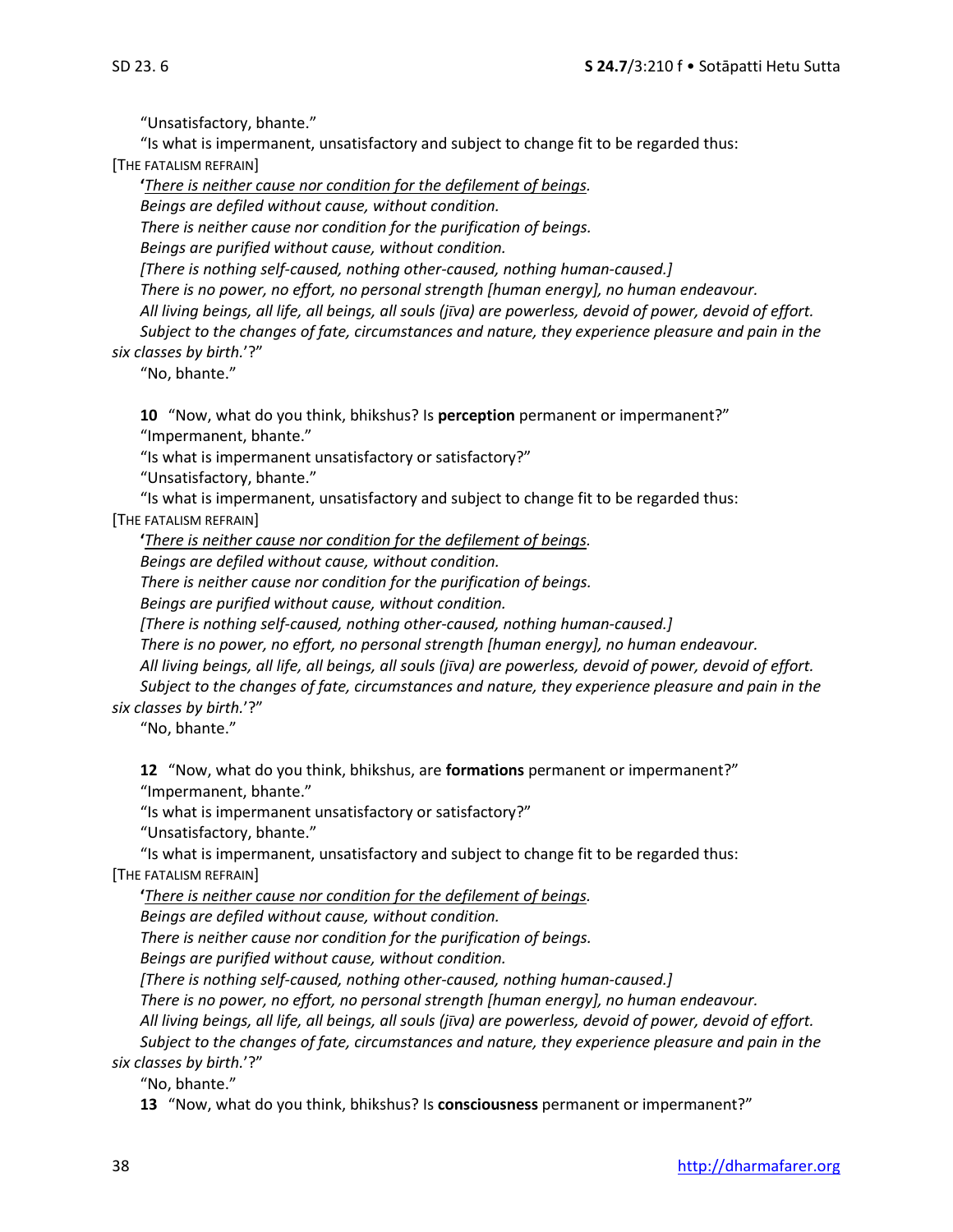"Unsatisfactory, bhante."

"Is what is impermanent, unsatisfactory and subject to change fit to be regarded thus:

[THE FATALISM REFRAIN]

*'<u>There is neither cause nor condition for the defilement of beings</u>.*
*Beings are defiled without cause, without condition.*
*There is neither cause nor condition for the purification of beings.*
*Beings are purified without cause, without condition.*
*[There is nothing self-caused, nothing other-caused, nothing human-caused.]*
*There is no power, no effort, no personal strength [human energy], no human endeavour.*
*All living beings, all life, all beings, all souls (jīva) are powerless, devoid of power, devoid of effort.*
*Subject to the changes of fate, circumstances and nature, they experience pleasure and pain in the six classes by birth.*'?"

"No, bhante."

**10** "Now, what do you think, bhikshus? Is **perception** permanent or impermanent?"

"Impermanent, bhante."

"Is what is impermanent unsatisfactory or satisfactory?"

"Unsatisfactory, bhante."

"Is what is impermanent, unsatisfactory and subject to change fit to be regarded thus:

[THE FATALISM REFRAIN]

*'<u>There is neither cause nor condition for the defilement of beings</u>.*
*Beings are defiled without cause, without condition.*
*There is neither cause nor condition for the purification of beings.*
*Beings are purified without cause, without condition.*
*[There is nothing self-caused, nothing other-caused, nothing human-caused.]*
*There is no power, no effort, no personal strength [human energy], no human endeavour.*
*All living beings, all life, all beings, all souls (jīva) are powerless, devoid of power, devoid of effort.*
*Subject to the changes of fate, circumstances and nature, they experience pleasure and pain in the six classes by birth.*'?"

"No, bhante."

**12** "Now, what do you think, bhikshus, are **formations** permanent or impermanent?"

"Impermanent, bhante."

"Is what is impermanent unsatisfactory or satisfactory?"

"Unsatisfactory, bhante."

"Is what is impermanent, unsatisfactory and subject to change fit to be regarded thus:

[THE FATALISM REFRAIN]

*'<u>There is neither cause nor condition for the defilement of beings</u>.*
*Beings are defiled without cause, without condition.*
*There is neither cause nor condition for the purification of beings.*
*Beings are purified without cause, without condition.*
*[There is nothing self-caused, nothing other-caused, nothing human-caused.]*
*There is no power, no effort, no personal strength [human energy], no human endeavour.*
*All living beings, all life, all beings, all souls (jīva) are powerless, devoid of power, devoid of effort.*
*Subject to the changes of fate, circumstances and nature, they experience pleasure and pain in the six classes by birth.*'?"

"No, bhante."

**13** "Now, what do you think, bhikshus? Is **consciousness** permanent or impermanent?"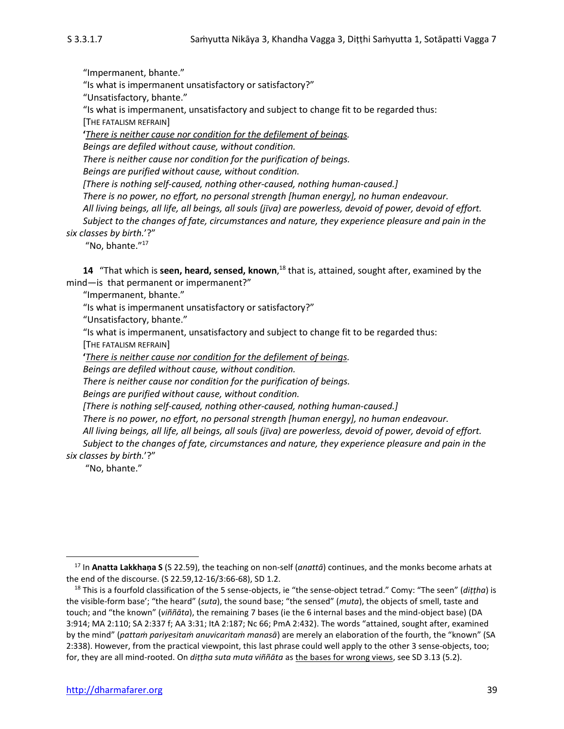"Impermanent, bhante."

"Is what is impermanent unsatisfactory or satisfactory?"

"Unsatisfactory, bhante."

"Is what is impermanent, unsatisfactory and subject to change fit to be regarded thus:

[THE FATALISM REFRAIN]

'*There is neither cause nor condition for the defilement of beings.*

*Beings are defiled without cause, without condition.*

*There is neither cause nor condition for the purification of beings.*

*Beings are purified without cause, without condition.*

*[There is nothing self-caused, nothing other-caused, nothing human-caused.]*

*There is no power, no effort, no personal strength [human energy], no human endeavour.*

*All living beings, all life, all beings, all souls (jīva) are powerless, devoid of power, devoid of effort.*

*Subject to the changes of fate, circumstances and nature, they experience pleasure and pain in the six classes by birth.*'?"

"No, bhante."[17]

**14** "That which is **seen, heard, sensed, known**,[18] that is, attained, sought after, examined by the mind—is that permanent or impermanent?"

"Impermanent, bhante."

"Is what is impermanent unsatisfactory or satisfactory?"

"Unsatisfactory, bhante."

"Is what is impermanent, unsatisfactory and subject to change fit to be regarded thus:

[THE FATALISM REFRAIN]

'*There is neither cause nor condition for the defilement of beings.*

*Beings are defiled without cause, without condition.*

*There is neither cause nor condition for the purification of beings.*

*Beings are purified without cause, without condition.*

*[There is nothing self-caused, nothing other-caused, nothing human-caused.]*

*There is no power, no effort, no personal strength [human energy], no human endeavour.*

*All living beings, all life, all beings, all souls (jīva) are powerless, devoid of power, devoid of effort.*

*Subject to the changes of fate, circumstances and nature, they experience pleasure and pain in the six classes by birth.*'?"

"No, bhante."

---

[17] In **Anatta Lakkhaṇa S** (S 22.59), the teaching on non-self (*anattā*) continues, and the monks become arhats at the end of the discourse. (S 22.59,12-16/3:66-68), SD 1.2.

[18] This is a fourfold classification of the 5 sense-objects, ie "the sense-object tetrad." Comy: "The seen" (*diṭṭha*) is the visible-form base'; "the heard" (*suta*), the sound base; "the sensed" (*muta*), the objects of smell, taste and touch; and "the known" (*viññāta*), the remaining 7 bases (ie the 6 internal bases and the mind-object base) (DA 3:914; MA 2:110; SA 2:337 f; AA 3:31; ItA 2:187; Nc 66; PmA 2:432). The words "attained, sought after, examined by the mind" (*pattaṁ pariyesitaṁ anuvicaritaṁ manasā*) are merely an elaboration of the fourth, the "known" (SA 2:338). However, from the practical viewpoint, this last phrase could well apply to the other 3 sense-objects, too; for, they are all mind-rooted. On *diṭṭha suta muta viññāta* as the bases for wrong views, see SD 3.13 (5.2).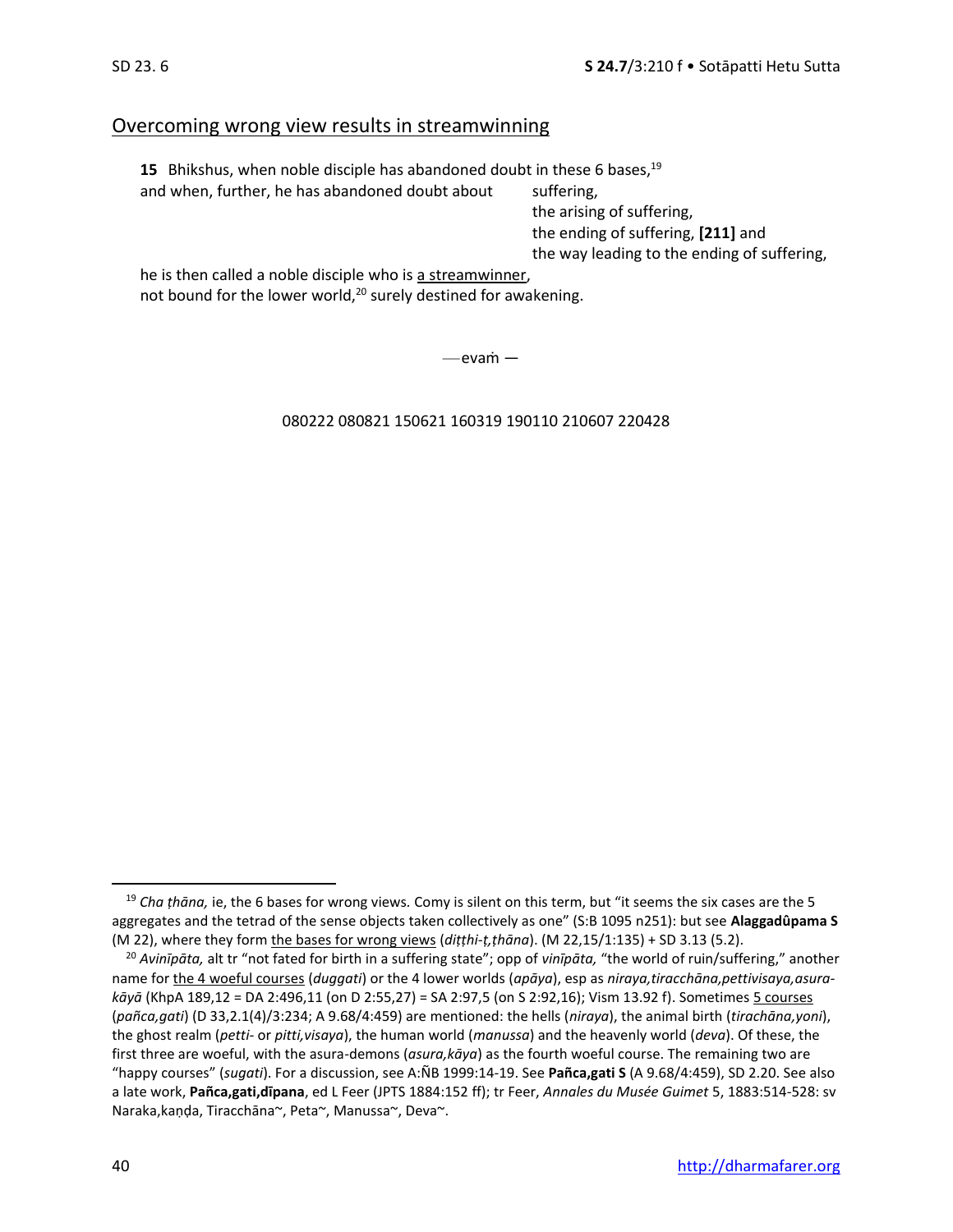## Overcoming wrong view results in streamwinning

**15** Bhikshus, when noble disciple has abandoned doubt in these 6 bases,[19]
and when, further, he has abandoned doubt about suffering,
the arising of suffering,
the ending of suffering, **[211]** and
the way leading to the ending of suffering,
he is then called a noble disciple who is a streamwinner,
not bound for the lower world,[20] surely destined for awakening.

— evaṁ —

080222 080821 150621 160319 190110 210607 220428

---

[19] *Cha ṭhāna,* ie, the 6 bases for wrong views. Comy is silent on this term, but "it seems the six cases are the 5 aggregates and the tetrad of the sense objects taken collectively as one" (S:B 1095 n251): but see **Alaggadûpama S** (M 22), where they form the bases for wrong views (*diṭṭhi-ṭ,ṭhāna*). (M 22,15/1:135) + SD 3.13 (5.2).

[20] *Avinīpāta,* alt tr "not fated for birth in a suffering state"; opp of *vinīpāta,* "the world of ruin/suffering," another name for the 4 woeful courses (*duggati*) or the 4 lower worlds (*apāya*), esp as *niraya,tiracchāna,pettivisaya,asura-kāyā* (KhpA 189,12 = DA 2:496,11 (on D 2:55,27) = SA 2:97,5 (on S 2:92,16); Vism 13.92 f). Sometimes 5 courses (*pañca,gati*) (D 33,2.1(4)/3:234; A 9.68/4:459) are mentioned: the hells (*niraya*), the animal birth (*tiracchāna,yoni*), the ghost realm (*petti-* or *pitti,visaya*), the human world (*manussa*) and the heavenly world (*deva*). Of these, the first three are woeful, with the asura-demons (*asura,kāya*) as the fourth woeful course. The remaining two are "happy courses" (*sugati*). For a discussion, see A:ÑB 1999:14-19. See **Pañca,gati S** (A 9.68/4:459), SD 2.20. See also a late work, **Pañca,gati,dīpana**, ed L Feer (JPTS 1884:152 ff); tr Feer, *Annales du Musée Guimet* 5, 1883:514-528: sv Naraka,kaṇḍa, Tiracchāna~, Peta~, Manussa~, Deva~.